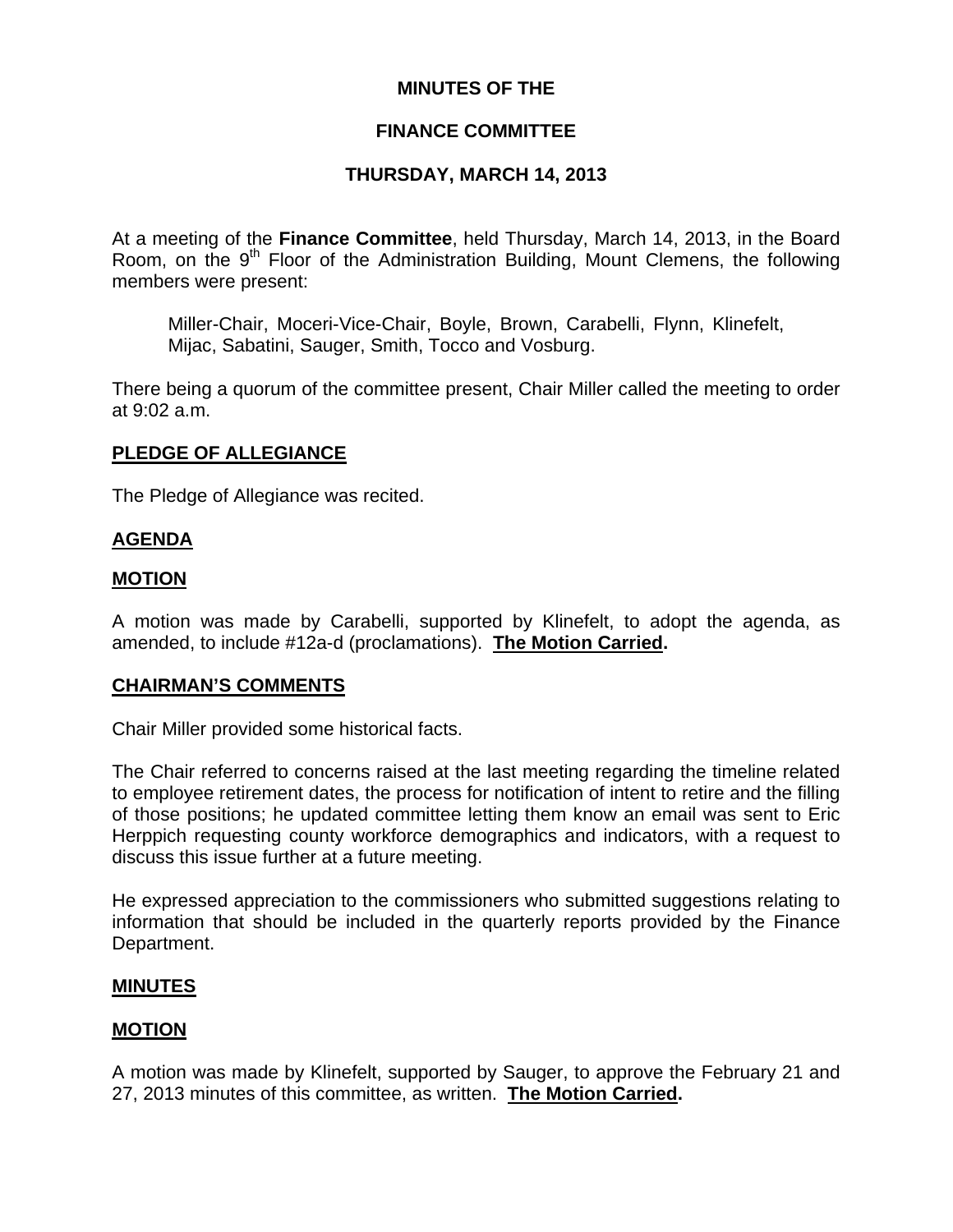**MINUTES OF THE**

**FINANCE COMMITTEE**

**THURSDAY, MARCH 14, 2013**

At a meeting of the **Finance Committee**, held Thursday, March 14, 2013, in the Board Room, on the 9th Floor of the Administration Building, Mount Clemens, the following members were present:

> Miller-Chair, Moceri-Vice-Chair, Boyle, Brown, Carabelli, Flynn, Klinefelt, Mijac, Sabatini, Sauger, Smith, Tocco and Vosburg.

There being a quorum of the committee present, Chair Miller called the meeting to order at 9:02 a.m.

**PLEDGE OF ALLEGIANCE**

The Pledge of Allegiance was recited.

**AGENDA**

**MOTION**

A motion was made by Carabelli, supported by Klinefelt, to adopt the agenda, as amended, to include #12a-d (proclamations). **The Motion Carried.**

**CHAIRMAN'S COMMENTS**

Chair Miller provided some historical facts.

The Chair referred to concerns raised at the last meeting regarding the timeline related to employee retirement dates, the process for notification of intent to retire and the filling of those positions; he updated committee letting them know an email was sent to Eric Herppich requesting county workforce demographics and indicators, with a request to discuss this issue further at a future meeting.

He expressed appreciation to the commissioners who submitted suggestions relating to information that should be included in the quarterly reports provided by the Finance Department.

**MINUTES**

**MOTION**

A motion was made by Klinefelt, supported by Sauger, to approve the February 21 and 27, 2013 minutes of this committee, as written. **The Motion Carried.**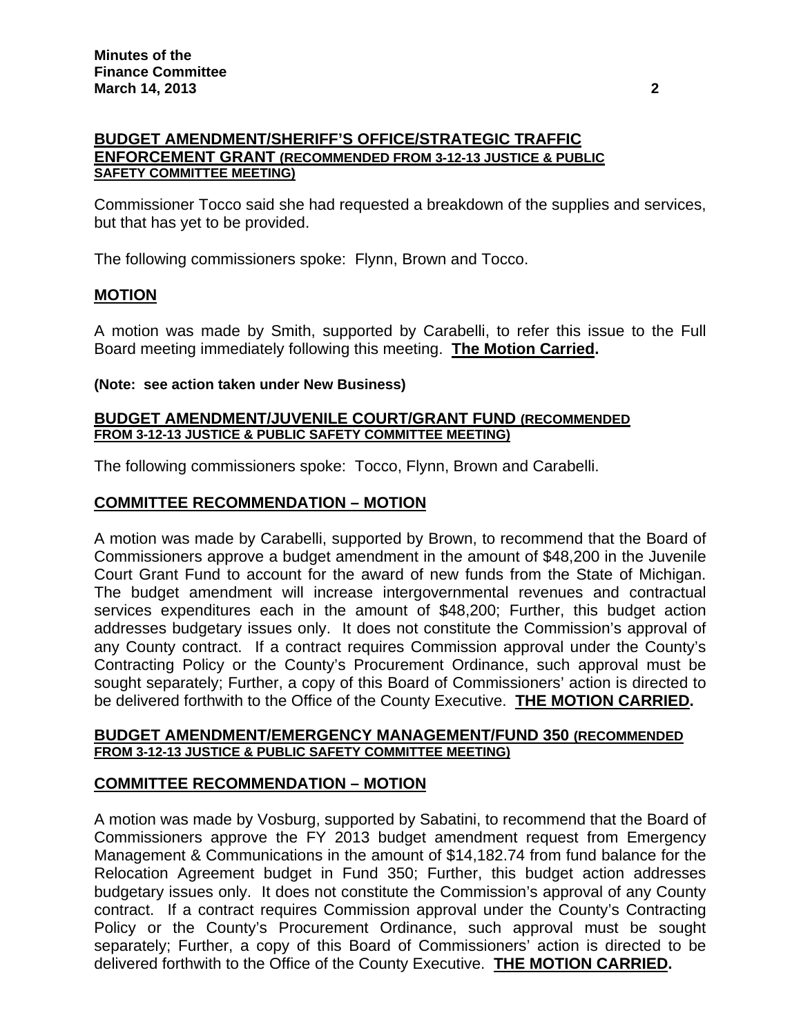## BUDGET AMENDMENT/SHERIFF'S OFFICE/STRATEGIC TRAFFIC ENFORCEMENT GRANT (RECOMMENDED FROM 3-12-13 JUSTICE & PUBLIC SAFETY COMMITTEE MEETING)

Commissioner Tocco said she had requested a breakdown of the supplies and services, but that has yet to be provided.

The following commissioners spoke: Flynn, Brown and Tocco.

### MOTION

A motion was made by Smith, supported by Carabelli, to refer this issue to the Full Board meeting immediately following this meeting. **The Motion Carried.**

**(Note: see action taken under New Business)**

## BUDGET AMENDMENT/JUVENILE COURT/GRANT FUND (RECOMMENDED FROM 3-12-13 JUSTICE & PUBLIC SAFETY COMMITTEE MEETING)

The following commissioners spoke: Tocco, Flynn, Brown and Carabelli.

### COMMITTEE RECOMMENDATION – MOTION

A motion was made by Carabelli, supported by Brown, to recommend that the Board of Commissioners approve a budget amendment in the amount of $48,200 in the Juvenile Court Grant Fund to account for the award of new funds from the State of Michigan. The budget amendment will increase intergovernmental revenues and contractual services expenditures each in the amount of $48,200; Further, this budget action addresses budgetary issues only. It does not constitute the Commission's approval of any County contract. If a contract requires Commission approval under the County's Contracting Policy or the County's Procurement Ordinance, such approval must be sought separately; Further, a copy of this Board of Commissioners' action is directed to be delivered forthwith to the Office of the County Executive. **THE MOTION CARRIED.**

## BUDGET AMENDMENT/EMERGENCY MANAGEMENT/FUND 350 (RECOMMENDED FROM 3-12-13 JUSTICE & PUBLIC SAFETY COMMITTEE MEETING)

### COMMITTEE RECOMMENDATION – MOTION

A motion was made by Vosburg, supported by Sabatini, to recommend that the Board of Commissioners approve the FY 2013 budget amendment request from Emergency Management & Communications in the amount of $14,182.74 from fund balance for the Relocation Agreement budget in Fund 350; Further, this budget action addresses budgetary issues only. It does not constitute the Commission's approval of any County contract. If a contract requires Commission approval under the County's Contracting Policy or the County's Procurement Ordinance, such approval must be sought separately; Further, a copy of this Board of Commissioners' action is directed to be delivered forthwith to the Office of the County Executive. **THE MOTION CARRIED.**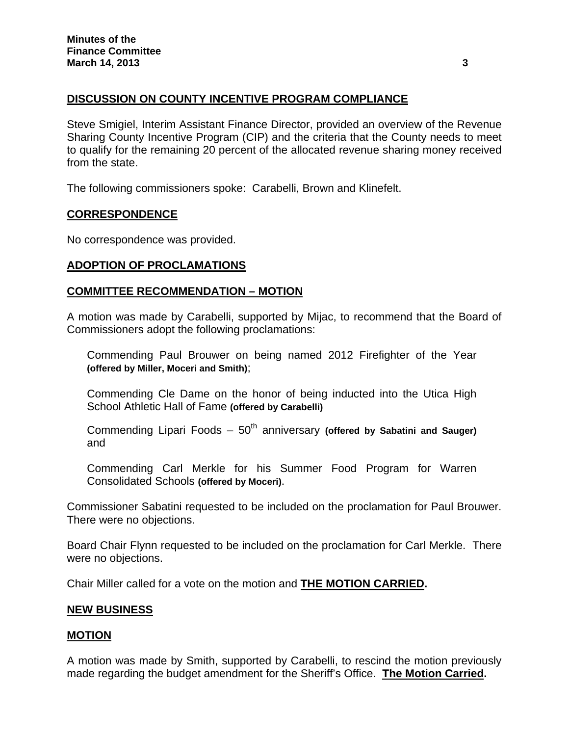## DISCUSSION ON COUNTY INCENTIVE PROGRAM COMPLIANCE

Steve Smigiel, Interim Assistant Finance Director, provided an overview of the Revenue Sharing County Incentive Program (CIP) and the criteria that the County needs to meet to qualify for the remaining 20 percent of the allocated revenue sharing money received from the state.

The following commissioners spoke: Carabelli, Brown and Klinefelt.

## CORRESPONDENCE

No correspondence was provided.

## ADOPTION OF PROCLAMATIONS

## COMMITTEE RECOMMENDATION – MOTION

A motion was made by Carabelli, supported by Mijac, to recommend that the Board of Commissioners adopt the following proclamations:

> Commending Paul Brouwer on being named 2012 Firefighter of the Year **(offered by Miller, Moceri and Smith)**;
>
> Commending Cle Dame on the honor of being inducted into the Utica High School Athletic Hall of Fame **(offered by Carabelli)**
>
> Commending Lipari Foods – 50th anniversary **(offered by Sabatini and Sauger)** and
>
> Commending Carl Merkle for his Summer Food Program for Warren Consolidated Schools **(offered by Moceri)**.

Commissioner Sabatini requested to be included on the proclamation for Paul Brouwer. There were no objections.

Board Chair Flynn requested to be included on the proclamation for Carl Merkle. There were no objections.

Chair Miller called for a vote on the motion and **THE MOTION CARRIED.**

## NEW BUSINESS

## MOTION

A motion was made by Smith, supported by Carabelli, to rescind the motion previously made regarding the budget amendment for the Sheriff's Office. **The Motion Carried.**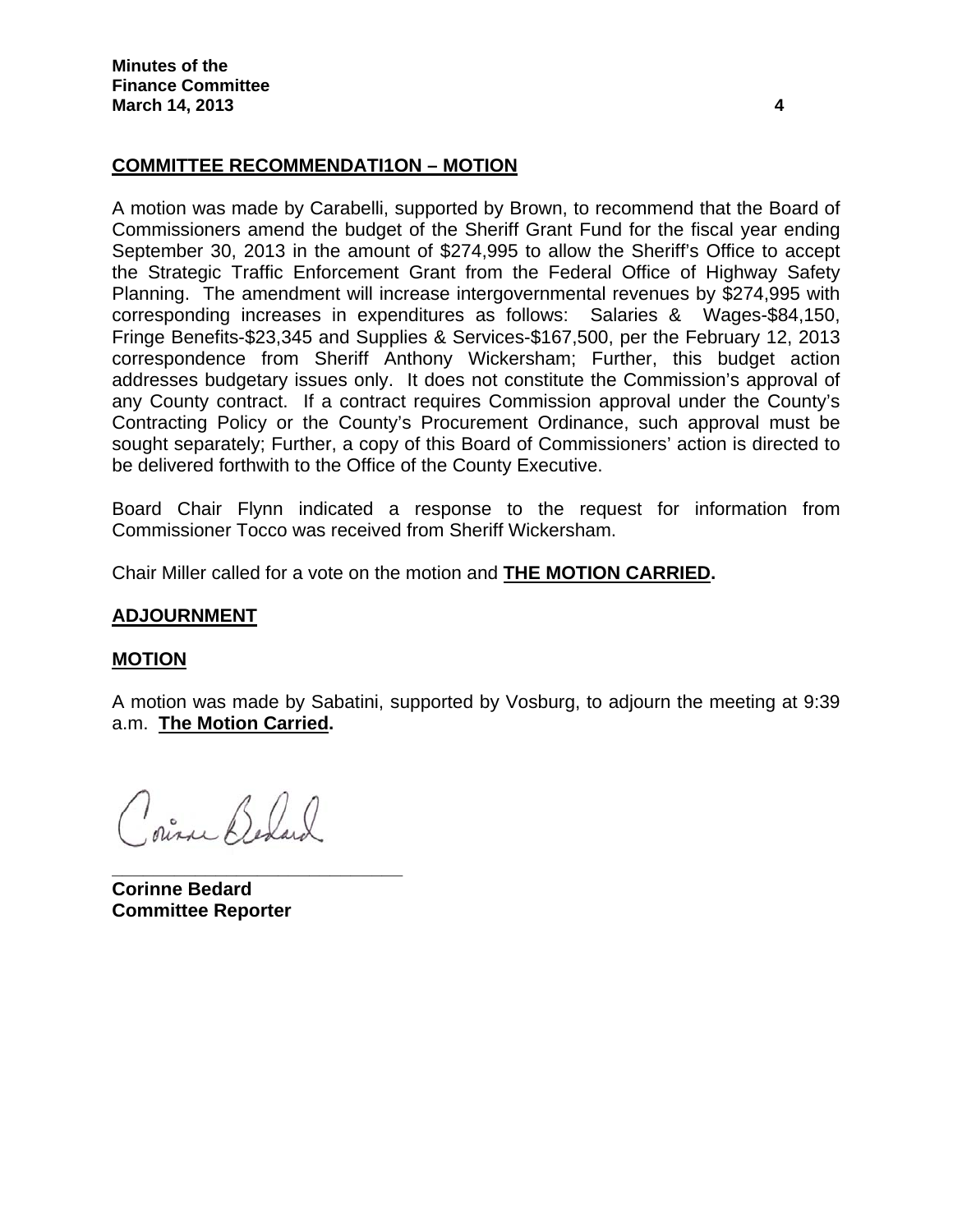## COMMITTEE RECOMMENDATI1ON – MOTION

A motion was made by Carabelli, supported by Brown, to recommend that the Board of Commissioners amend the budget of the Sheriff Grant Fund for the fiscal year ending September 30, 2013 in the amount of $274,995 to allow the Sheriff's Office to accept the Strategic Traffic Enforcement Grant from the Federal Office of Highway Safety Planning. The amendment will increase intergovernmental revenues by $274,995 with corresponding increases in expenditures as follows: Salaries & Wages-$84,150, Fringe Benefits-$23,345 and Supplies & Services-$167,500, per the February 12, 2013 correspondence from Sheriff Anthony Wickersham; Further, this budget action addresses budgetary issues only. It does not constitute the Commission's approval of any County contract. If a contract requires Commission approval under the County's Contracting Policy or the County's Procurement Ordinance, such approval must be sought separately; Further, a copy of this Board of Commissioners' action is directed to be delivered forthwith to the Office of the County Executive.

Board Chair Flynn indicated a response to the request for information from Commissioner Tocco was received from Sheriff Wickersham.

Chair Miller called for a vote on the motion and **THE MOTION CARRIED.**

## ADJOURNMENT

## MOTION

A motion was made by Sabatini, supported by Vosburg, to adjourn the meeting at 9:39 a.m. **The Motion Carried.**

Corinne Bedard

______________________________

**Corinne Bedard**
**Committee Reporter**